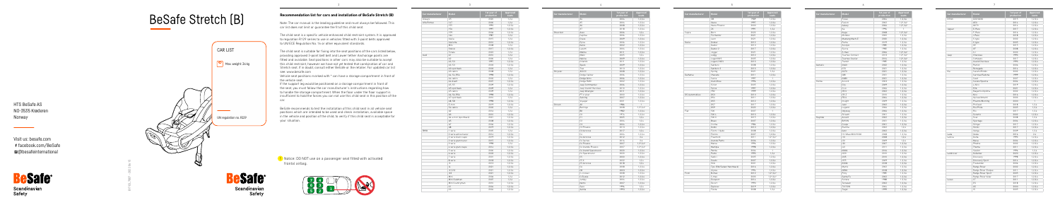# BeSafe Stretch (B)

CAR LIST

Max. weight 36 kg

UN regulation no. R129

HTS BeSafe AS
NO-3535 Krøderen
Norway

Visit us: besafe.com
facebook.com/BeSafe
@besafeinternational

BeSafe Scandinavian Safety

## Recommendation list for cars and installation of BeSafe Stretch (B)

Note: The car manual is the leading guideline and must always be followed. This car list does not limit or guarantee the fit of this child seat.

The child seat is a specific vehicle enhanced child restraint system. It is approved to regulation R129 series to use in vehicles fitted with 3-point belts approved to UN/ECE Regulation No. 16 or other equivalent standards.

The child seat is suitable for fixing into the seat positions of the cars listed below, providing approved 3-point belt and Lower tether anchorage points are fitted and available. Seat positions in other cars may also be suitable to accept this child restraint, however we have not yet tested that combination of car and Stretch seat. If in doubt, consult either BeSafe or the retailer. For updated car list see: www.besafe.com

Vehicle seat positions marked with * can have a storage compartment in front of the vehicle seat.

If the support leg would be positioned on a storage compartment in front of the seat you must follow the car manufacturer's instructions regarding how to handle the storage compartment. When the floor under the floor support is insufficient to hold the forces you can not use this child seat in this position of the car.

BeSafe recommends to test the installation of this child seat in all vehicle seat positions which are intended to be used and check installation, available space in the vehicle and position of the child, to verify if this child seat is acceptable for your situation.

! Notice: DO NOT use on a passenger seat fitted with activated frontal airbag.